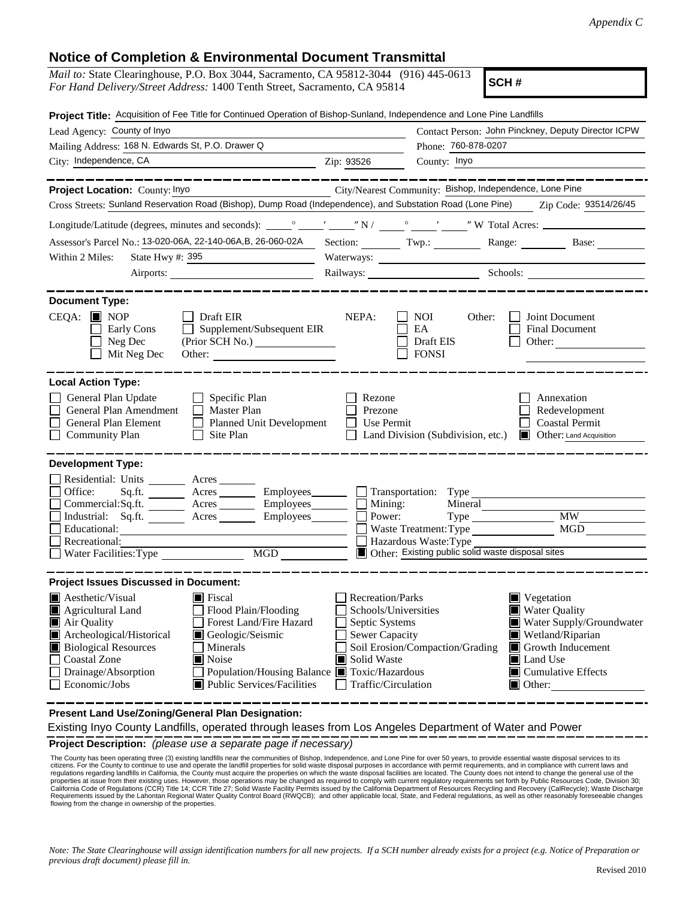*Appendix C*

# Notice of Completion & Environmental Document Transmittal

*Mail to:* State Clearinghouse, P.O. Box 3044, Sacramento, CA 95812-3044 (916) 445-0613
*For Hand Delivery/Street Address:* 1400 Tenth Street, Sacramento, CA 95814

**SCH #**

**Project Title:** Acquisition of Fee Title for Continued Operation of Bishop-Sunland, Independence and Lone Pine Landfills

Lead Agency: County of Inyo
Contact Person: John Pinckney, Deputy Director ICPW
Mailing Address: 168 N. Edwards St, P.O. Drawer Q
Phone: 760-878-0207
City: Independence, CA
Zip: 93526
County: Inyo

---

**Project Location:** County: Inyo
City/Nearest Community: Bishop, Independence, Lone Pine
Cross Streets: Sunland Reservation Road (Bishop), Dump Road (Independence), and Substation Road (Lone Pine)
Zip Code: 93514/26/45
Longitude/Latitude (degrees, minutes and seconds): ___° ___′ ___″ N / ___° ___′ ___″ W Total Acres: ___
Assessor's Parcel No.: 13-020-06A, 22-140-06A,B, 26-060-02A
Section: ___ Twp.: ___ Range: ___ Base: ___
Within 2 Miles: State Hwy #: 395
Waterways: ___
Airports: ___
Railways: ___
Schools: ___

---

**Document Type:**

CEQA:
- [x] NOP
- [ ] Early Cons
- [ ] Neg Dec
- [ ] Mit Neg Dec
- [ ] Draft EIR
- [ ] Supplement/Subsequent EIR (Prior SCH No.) ___
- Other: ___

NEPA:
- [ ] NOI
- [ ] EA
- [ ] Draft EIS
- [ ] FONSI

Other:
- [ ] Joint Document
- [ ] Final Document
- [ ] Other: ___

---

**Local Action Type:**

- [ ] General Plan Update
- [ ] General Plan Amendment
- [ ] General Plan Element
- [ ] Community Plan
- [ ] Specific Plan
- [ ] Master Plan
- [ ] Planned Unit Development
- [ ] Site Plan
- [ ] Rezone
- [ ] Prezone
- [ ] Use Permit
- [ ] Land Division (Subdivision, etc.)
- [ ] Annexation
- [ ] Redevelopment
- [ ] Coastal Permit
- [x] Other: Land Acquisition

---

**Development Type:**

- [ ] Residential: Units ___ Acres ___
- [ ] Office: Sq.ft. ___ Acres ___ Employees ___
- [ ] Commercial: Sq.ft. ___ Acres ___ Employees ___
- [ ] Industrial: Sq.ft. ___ Acres ___ Employees ___
- [ ] Educational: ___
- [ ] Recreational: ___
- [ ] Water Facilities: Type ___ MGD ___
- [ ] Transportation: Type ___
- [ ] Mining: Mineral ___
- [ ] Power: Type ___ MW ___
- [ ] Waste Treatment: Type ___ MGD ___
- [ ] Hazardous Waste: Type ___
- [x] Other: Existing public solid waste disposal sites

---

**Project Issues Discussed in Document:**

- [x] Aesthetic/Visual
- [x] Agricultural Land
- [x] Air Quality
- [x] Archeological/Historical
- [x] Biological Resources
- [ ] Coastal Zone
- [ ] Drainage/Absorption
- [ ] Economic/Jobs
- [x] Fiscal
- [ ] Flood Plain/Flooding
- [ ] Forest Land/Fire Hazard
- [x] Geologic/Seismic
- [ ] Minerals
- [x] Noise
- [ ] Population/Housing Balance
- [x] Public Services/Facilities
- [ ] Recreation/Parks
- [ ] Schools/Universities
- [ ] Septic Systems
- [ ] Sewer Capacity
- [ ] Soil Erosion/Compaction/Grading
- [x] Solid Waste
- [x] Toxic/Hazardous
- [ ] Traffic/Circulation
- [x] Vegetation
- [x] Water Quality
- [x] Water Supply/Groundwater
- [x] Wetland/Riparian
- [x] Growth Inducement
- [x] Land Use
- [x] Cumulative Effects
- [x] Other: ___

---

**Present Land Use/Zoning/General Plan Designation:**

Existing Inyo County Landfills, operated through leases from Los Angeles Department of Water and Power

**Project Description:** *(please use a separate page if necessary)*

The County has been operating three (3) existing landfills near the communities of Bishop, Independence, and Lone Pine for over 50 years, to provide essential waste disposal services to its citizens. For the County to continue to use and operate the landfill properties for solid waste disposal purposes in accordance with permit requirements, and in compliance with current laws and regulations regarding landfills in California, the County must acquire the properties on which the waste disposal facilities are located. The County does not intend to change the general use of the properties at issue from their existing uses. However, those operations may be changed as required to comply with current regulatory requirements set forth by Public Resources Code, Division 30; California Code of Regulations (CCR) Title 14; CCR Title 27; Solid Waste Facility Permits issued by the California Department of Resources Recycling and Recovery (CalRecycle); Waste Discharge Requirements issued by the Lahontan Regional Water Quality Control Board (RWQCB); and other applicable local, State, and Federal regulations, as well as other reasonably foreseeable changes flowing from the change in ownership of the properties.

*Note: The State Clearinghouse will assign identification numbers for all new projects. If a SCH number already exists for a project (e.g. Notice of Preparation or previous draft document) please fill in.*

Revised 2010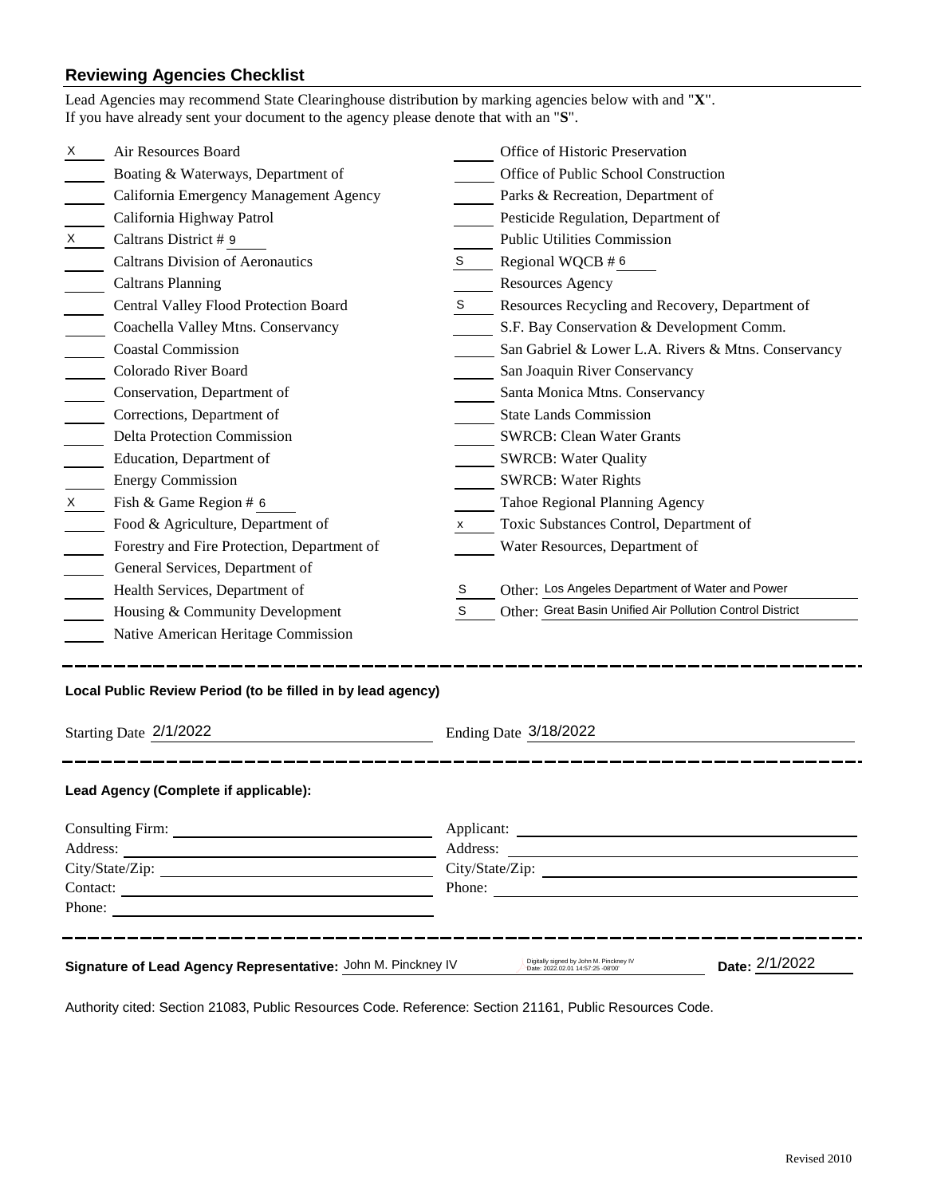## Reviewing Agencies Checklist

Lead Agencies may recommend State Clearinghouse distribution by marking agencies below with and "**X**".
If you have already sent your document to the agency please denote that with an "**S**".

| | | | |
|---|---|---|---|
| X | Air Resources Board | | Office of Historic Preservation |
| | Boating & Waterways, Department of | | Office of Public School Construction |
| | California Emergency Management Agency | | Parks & Recreation, Department of |
| | California Highway Patrol | | Pesticide Regulation, Department of |
| X | Caltrans District # 9 | | Public Utilities Commission |
| | Caltrans Division of Aeronautics | S | Regional WQCB # 6 |
| | Caltrans Planning | | Resources Agency |
| | Central Valley Flood Protection Board | S | Resources Recycling and Recovery, Department of |
| | Coachella Valley Mtns. Conservancy | | S.F. Bay Conservation & Development Comm. |
| | Coastal Commission | | San Gabriel & Lower L.A. Rivers & Mtns. Conservancy |
| | Colorado River Board | | San Joaquin River Conservancy |
| | Conservation, Department of | | Santa Monica Mtns. Conservancy |
| | Corrections, Department of | | State Lands Commission |
| | Delta Protection Commission | | SWRCB: Clean Water Grants |
| | Education, Department of | | SWRCB: Water Quality |
| | Energy Commission | | SWRCB: Water Rights |
| X | Fish & Game Region # 6 | | Tahoe Regional Planning Agency |
| | Food & Agriculture, Department of | x | Toxic Substances Control, Department of |
| | Forestry and Fire Protection, Department of | | Water Resources, Department of |
| | General Services, Department of | | |
| | Health Services, Department of | S | Other: Los Angeles Department of Water and Power |
| | Housing & Community Development | S | Other: Great Basin Unified Air Pollution Control District |
| | Native American Heritage Commission | | |

---

**Local Public Review Period (to be filled in by lead agency)**

Starting Date 2/1/2022 Ending Date 3/18/2022

---

**Lead Agency (Complete if applicable):**

Consulting Firm:
Address:
City/State/Zip:
Contact:
Phone:

Applicant:
Address:
City/State/Zip:
Phone:

---

**Signature of Lead Agency Representative:** John M. Pinckney IV Digitally signed by John M. Pinckney IV Date: 2022.02.01 14:57:25 -08'00' **Date:** 2/1/2022

Authority cited: Section 21083, Public Resources Code. Reference: Section 21161, Public Resources Code.

Revised 2010